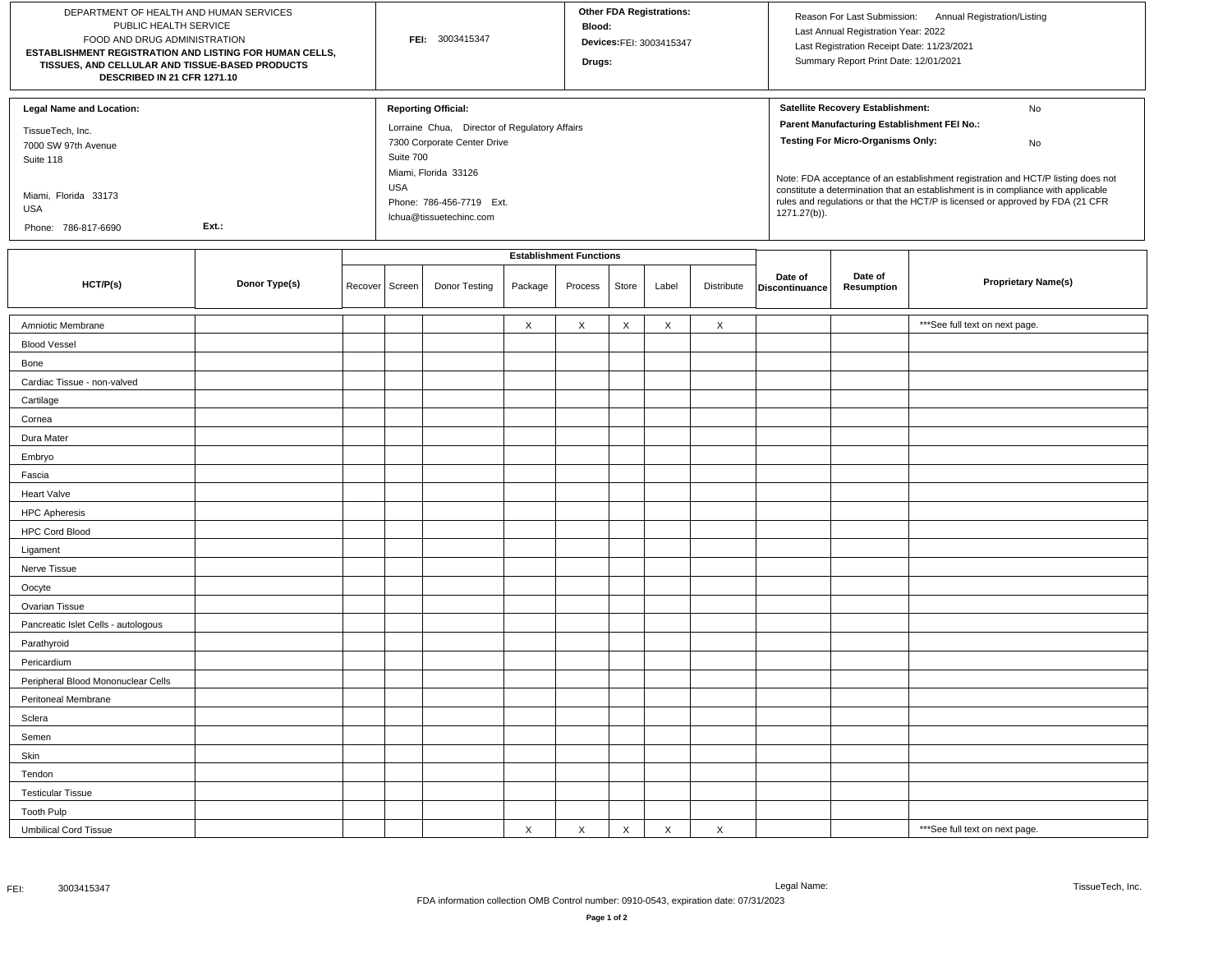DEPARTMENT OF HEALTH AND HUMAN SERVICES
PUBLIC HEALTH SERVICE
FOOD AND DRUG ADMINISTRATION

**ESTABLISHMENT REGISTRATION AND LISTING FOR HUMAN CELLS, TISSUES, AND CELLULAR AND TISSUE-BASED PRODUCTS DESCRIBED IN 21 CFR 1271.10**

**FEI:** 3003415347

**Other FDA Registrations:**
**Blood:**
**Devices:** FEI: 3003415347
**Drugs:**

Reason For Last Submission: Annual Registration/Listing
Last Annual Registration Year: 2022
Last Registration Receipt Date: 11/23/2021
Summary Report Print Date: 12/01/2021

**Legal Name and Location:**

TissueTech, Inc.
7000 SW 97th Avenue
Suite 118

Miami, Florida 33173
USA
Phone: 786-817-6690 **Ext.:**

**Reporting Official:**

Lorraine Chua, Director of Regulatory Affairs
7300 Corporate Center Drive
Suite 700
Miami, Florida 33126
USA
Phone: 786-456-7719 Ext.
lchua@tissuetechinc.com

**Satellite Recovery Establishment:** No
**Parent Manufacturing Establishment FEI No.:**
**Testing For Micro-Organisms Only:** No

Note: FDA acceptance of an establishment registration and HCT/P listing does not constitute a determination that an establishment is in compliance with applicable rules and regulations or that the HCT/P is licensed or approved by FDA (21 CFR 1271.27(b)).

| HCT/P(s) | Donor Type(s) | Establishment Functions | | | | | | | | Date of Discontinuance | Date of Resumption | Proprietary Name(s) |
|---|---|---|---|---|---|---|---|---|---|---|---|---|
| | | Recover | Screen | Donor Testing | Package | Process | Store | Label | Distribute | | | |
| Amniotic Membrane | | | | | X | X | X | X | X | | | ***See full text on next page. |
| Blood Vessel | | | | | | | | | | | | |
| Bone | | | | | | | | | | | | |
| Cardiac Tissue - non-valved | | | | | | | | | | | | |
| Cartilage | | | | | | | | | | | | |
| Cornea | | | | | | | | | | | | |
| Dura Mater | | | | | | | | | | | | |
| Embryo | | | | | | | | | | | | |
| Fascia | | | | | | | | | | | | |
| Heart Valve | | | | | | | | | | | | |
| HPC Apheresis | | | | | | | | | | | | |
| HPC Cord Blood | | | | | | | | | | | | |
| Ligament | | | | | | | | | | | | |
| Nerve Tissue | | | | | | | | | | | | |
| Oocyte | | | | | | | | | | | | |
| Ovarian Tissue | | | | | | | | | | | | |
| Pancreatic Islet Cells - autologous | | | | | | | | | | | | |
| Parathyroid | | | | | | | | | | | | |
| Pericardium | | | | | | | | | | | | |
| Peripheral Blood Mononuclear Cells | | | | | | | | | | | | |
| Peritoneal Membrane | | | | | | | | | | | | |
| Sclera | | | | | | | | | | | | |
| Semen | | | | | | | | | | | | |
| Skin | | | | | | | | | | | | |
| Tendon | | | | | | | | | | | | |
| Testicular Tissue | | | | | | | | | | | | |
| Tooth Pulp | | | | | | | | | | | | |
| Umbilical Cord Tissue | | | | | X | X | X | X | X | | | ***See full text on next page. |

FEI: 3003415347 Legal Name: TissueTech, Inc.

FDA information collection OMB Control number: 0910-0543, expiration date: 07/31/2023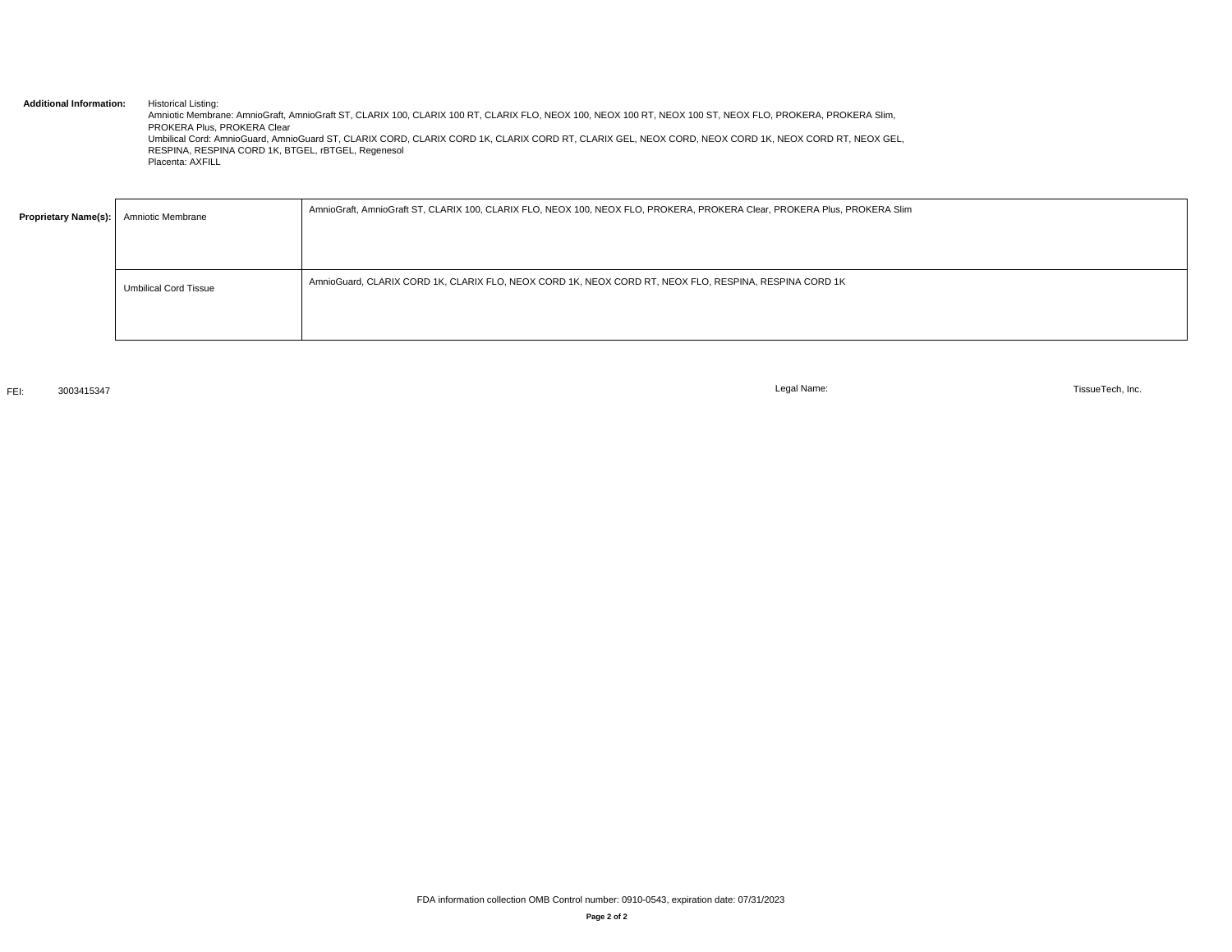**Additional Information:** Historical Listing:
Amniotic Membrane: AmnioGraft, AmnioGraft ST, CLARIX 100, CLARIX 100 RT, CLARIX FLO, NEOX 100, NEOX 100 RT, NEOX 100 ST, NEOX FLO, PROKERA, PROKERA Slim, PROKERA Plus, PROKERA Clear
Umbilical Cord: AmnioGuard, AmnioGuard ST, CLARIX CORD, CLARIX CORD 1K, CLARIX CORD RT, CLARIX GEL, NEOX CORD, NEOX CORD 1K, NEOX CORD RT, NEOX GEL, RESPINA, RESPINA CORD 1K, BTGEL, rBTGEL, Regenesol
Placenta: AXFILL

**Proprietary Name(s):**

| | |
|---|---|
| Amniotic Membrane | AmnioGraft, AmnioGraft ST, CLARIX 100, CLARIX FLO, NEOX 100, NEOX FLO, PROKERA, PROKERA Clear, PROKERA Plus, PROKERA Slim |
| Umbilical Cord Tissue | AmnioGuard, CLARIX CORD 1K, CLARIX FLO, NEOX CORD 1K, NEOX CORD RT, NEOX FLO, RESPINA, RESPINA CORD 1K |

FEI: 3003415347 Legal Name: TissueTech, Inc.

FDA information collection OMB Control number: 0910-0543, expiration date: 07/31/2023